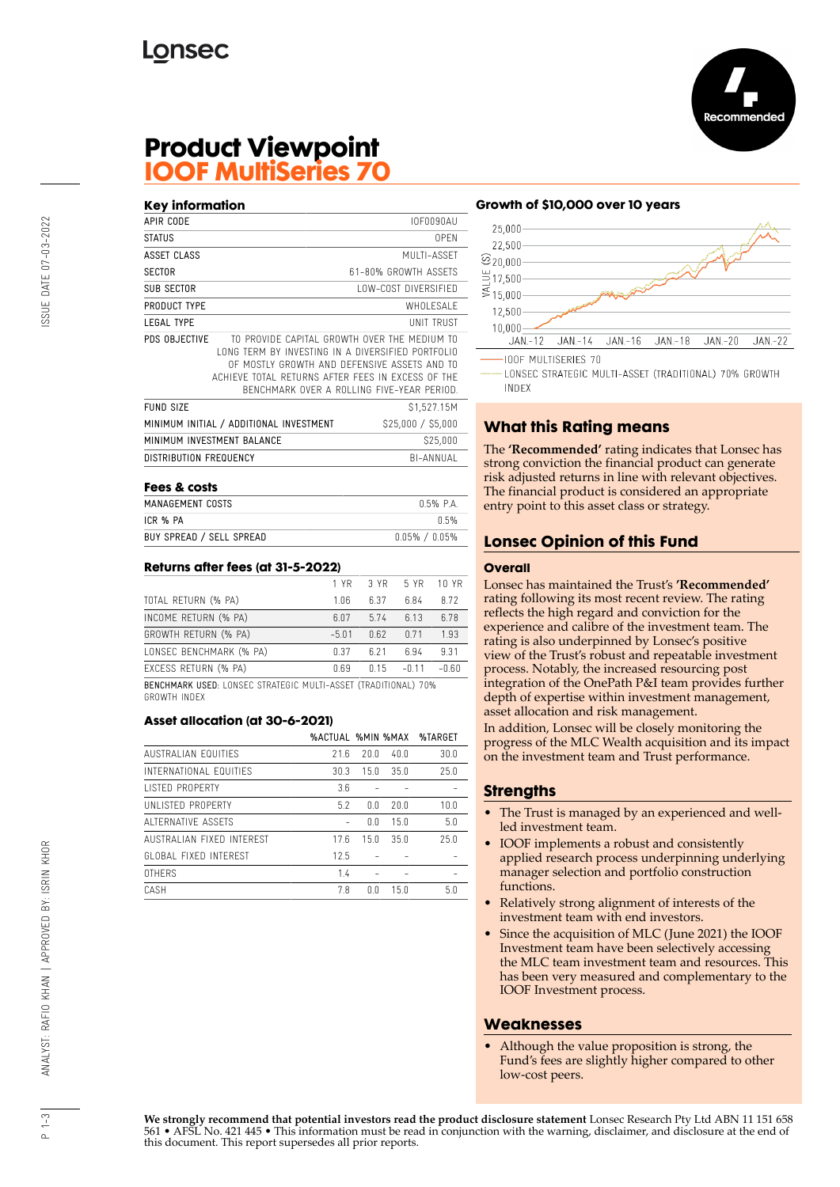Lonsec

Recommended

# Product Viewpoint
# IOOF MultiSeries 70

ISSUE DATE 07-03-2022

ANALYST: RAFIO KHAN | APPROVED BY: ISRIN KHOR

## Key information

| | |
|---|---|
| APIR CODE | IOF0090AU |
| STATUS | OPEN |
| ASSET CLASS | MULTI-ASSET |
| SECTOR | 61-80% GROWTH ASSETS |
| SUB SECTOR | LOW-COST DIVERSIFIED |
| PRODUCT TYPE | WHOLESALE |
| LEGAL TYPE | UNIT TRUST |
| PDS OBJECTIVE | TO PROVIDE CAPITAL GROWTH OVER THE MEDIUM TO LONG TERM BY INVESTING IN A DIVERSIFIED PORTFOLIO OF MOSTLY GROWTH AND DEFENSIVE ASSETS AND TO ACHIEVE TOTAL RETURNS AFTER FEES IN EXCESS OF THE BENCHMARK OVER A ROLLING FIVE-YEAR PERIOD. |
| FUND SIZE | $1,527.15M |
| MINIMUM INITIAL / ADDITIONAL INVESTMENT | $25,000 / $5,000 |
| MINIMUM INVESTMENT BALANCE | $25,000 |
| DISTRIBUTION FREQUENCY | BI-ANNUAL |

## Fees & costs

| | |
|---|---|
| MANAGEMENT COSTS | 0.5% P.A. |
| ICR % PA | 0.5% |
| BUY SPREAD / SELL SPREAD | 0.05% / 0.05% |

## Returns after fees (at 31-5-2022)

| | 1 YR | 3 YR | 5 YR | 10 YR |
|---|---|---|---|---|
| TOTAL RETURN (% PA) | 1.06 | 6.37 | 6.84 | 8.72 |
| INCOME RETURN (% PA) | 6.07 | 5.74 | 6.13 | 6.78 |
| GROWTH RETURN (% PA) | -5.01 | 0.62 | 0.71 | 1.93 |
| LONSEC BENCHMARK (% PA) | 0.37 | 6.21 | 6.94 | 9.31 |
| EXCESS RETURN (% PA) | 0.69 | 0.15 | -0.11 | -0.60 |

**BENCHMARK USED:** LONSEC STRATEGIC MULTI-ASSET (TRADITIONAL) 70% GROWTH INDEX

## Asset allocation (at 30-6-2021)

| | %ACTUAL | %MIN | %MAX | %TARGET |
|---|---|---|---|---|
| AUSTRALIAN EQUITIES | 21.6 | 20.0 | 40.0 | 30.0 |
| INTERNATIONAL EQUITIES | 30.3 | 15.0 | 35.0 | 25.0 |
| LISTED PROPERTY | 3.6 | - | - | - |
| UNLISTED PROPERTY | 5.2 | 0.0 | 20.0 | 10.0 |
| ALTERNATIVE ASSETS | - | 0.0 | 15.0 | 5.0 |
| AUSTRALIAN FIXED INTEREST | 17.6 | 15.0 | 35.0 | 25.0 |
| GLOBAL FIXED INTEREST | 12.5 | - | - | - |
| OTHERS | 1.4 | - | - | - |
| CASH | 7.8 | 0.0 | 15.0 | 5.0 |

## Growth of $10,000 over 10 years

25,000
22,500
20,000
17,500
15,000
12,500
10,000
VALUE ($)
JAN.-12 JAN.-14 JAN.-16 JAN.-18 JAN.-20 JAN.-22

IOOF MULTISERIES 70
LONSEC STRATEGIC MULTI-ASSET (TRADITIONAL) 70% GROWTH INDEX

## What this Rating means

The **'Recommended'** rating indicates that Lonsec has strong conviction the financial product can generate risk adjusted returns in line with relevant objectives. The financial product is considered an appropriate entry point to this asset class or strategy.

## Lonsec Opinion of this Fund

### Overall

Lonsec has maintained the Trust's **'Recommended'** rating following its most recent review. The rating reflects the high regard and conviction for the experience and calibre of the investment team. The rating is also underpinned by Lonsec's positive view of the Trust's robust and repeatable investment process. Notably, the increased resourcing post integration of the OnePath P&I team provides further depth of expertise within investment management, asset allocation and risk management.

In addition, Lonsec will be closely monitoring the progress of the MLC Wealth acquisition and its impact on the investment team and Trust performance.

## Strengths

- The Trust is managed by an experienced and well-led investment team.
- IOOF implements a robust and consistently applied research process underpinning underlying manager selection and portfolio construction functions.
- Relatively strong alignment of interests of the investment team with end investors.
- Since the acquisition of MLC (June 2021) the IOOF Investment team have been selectively accessing the MLC team investment team and resources. This has been very measured and complementary to the IOOF Investment process.

## Weaknesses

- Although the value proposition is strong, the Fund's fees are slightly higher compared to other low-cost peers.

**We strongly recommend that potential investors read the product disclosure statement** Lonsec Research Pty Ltd ABN 11 151 658 561 • AFSL No. 421 445 • This information must be read in conjunction with the warning, disclaimer, and disclosure at the end of this document. This report supersedes all prior reports.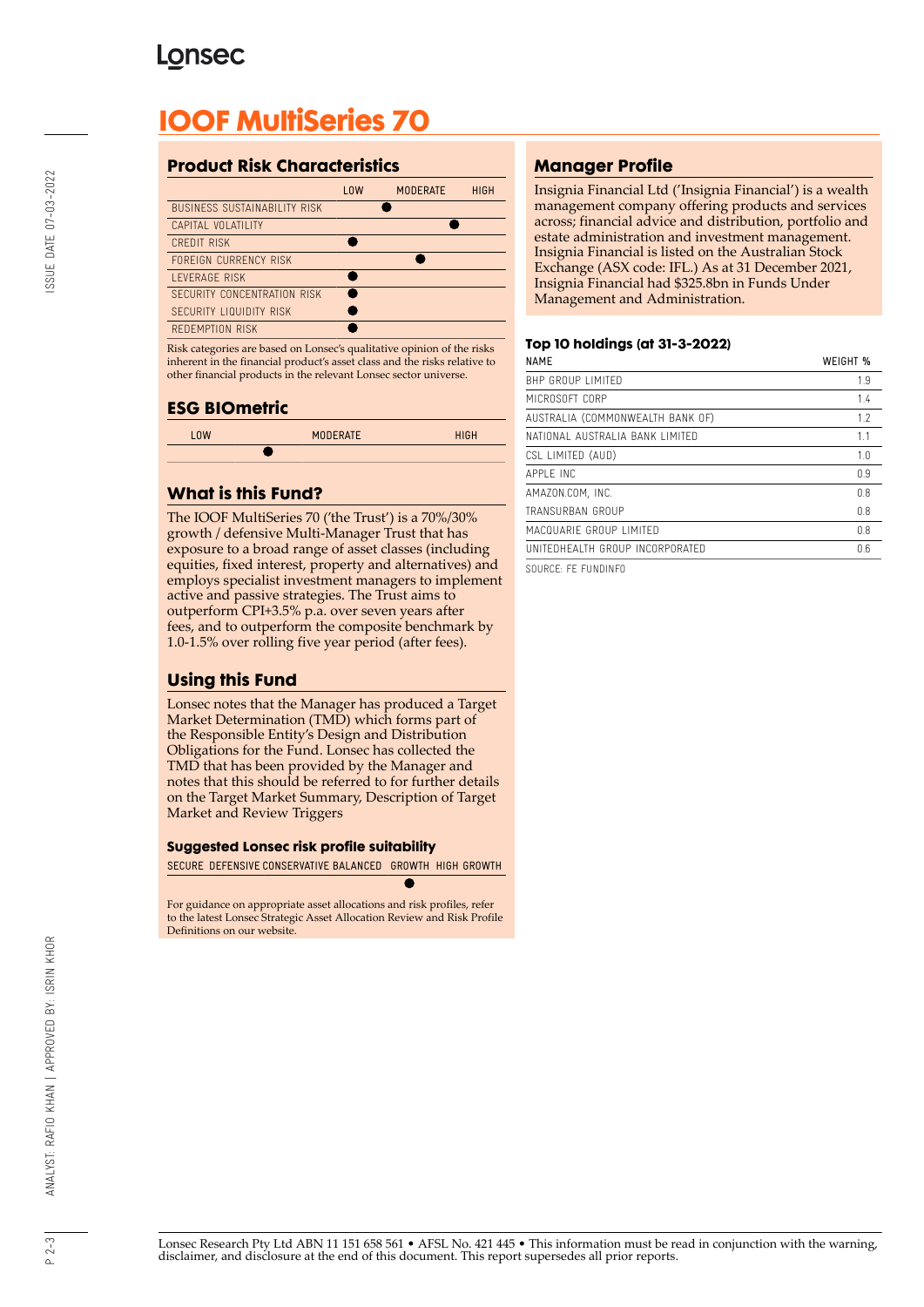# IOOF MultiSeries 70

## Product Risk Characteristics

| | LOW | MODERATE | HIGH |
|---|---|---|---|
| BUSINESS SUSTAINABILITY RISK | | ● | |
| CAPITAL VOLATILITY | | | ● |
| CREDIT RISK | ● | | |
| FOREIGN CURRENCY RISK | | ● | |
| LEVERAGE RISK | ● | | |
| SECURITY CONCENTRATION RISK | ● | | |
| SECURITY LIQUIDITY RISK | ● | | |
| REDEMPTION RISK | ● | | |

Risk categories are based on Lonsec's qualitative opinion of the risks inherent in the financial product's asset class and the risks relative to other financial products in the relevant Lonsec sector universe.

## ESG BIOmetric

| LOW | MODERATE | HIGH |
|---|---|---|
| ● | | |

## What is this Fund?

The IOOF MultiSeries 70 ('the Trust') is a 70%/30% growth / defensive Multi-Manager Trust that has exposure to a broad range of asset classes (including equities, fixed interest, property and alternatives) and employs specialist investment managers to implement active and passive strategies. The Trust aims to outperform CPI+3.5% p.a. over seven years after fees, and to outperform the composite benchmark by 1.0-1.5% over rolling five year period (after fees).

## Using this Fund

Lonsec notes that the Manager has produced a Target Market Determination (TMD) which forms part of the Responsible Entity's Design and Distribution Obligations for the Fund. Lonsec has collected the TMD that has been provided by the Manager and notes that this should be referred to for further details on the Target Market Summary, Description of Target Market and Review Triggers

### Suggested Lonsec risk profile suitability

| SECURE | DEFENSIVE | CONSERVATIVE | BALANCED | GROWTH | HIGH GROWTH |
|---|---|---|---|---|---|
| | | | | ● | |

For guidance on appropriate asset allocations and risk profiles, refer to the latest Lonsec Strategic Asset Allocation Review and Risk Profile Definitions on our website.

## Manager Profile

Insignia Financial Ltd ('Insignia Financial') is a wealth management company offering products and services across; financial advice and distribution, portfolio and estate administration and investment management. Insignia Financial is listed on the Australian Stock Exchange (ASX code: IFL.) As at 31 December 2021, Insignia Financial had $325.8bn in Funds Under Management and Administration.

### Top 10 holdings (at 31-3-2022)

| NAME | WEIGHT % |
|---|---|
| BHP GROUP LIMITED | 1.9 |
| MICROSOFT CORP | 1.4 |
| AUSTRALIA (COMMONWEALTH BANK OF) | 1.2 |
| NATIONAL AUSTRALIA BANK LIMITED | 1.1 |
| CSL LIMITED (AUD) | 1.0 |
| APPLE INC | 0.9 |
| AMAZON.COM, INC. | 0.8 |
| TRANSURBAN GROUP | 0.8 |
| MACQUARIE GROUP LIMITED | 0.8 |
| UNITEDHEALTH GROUP INCORPORATED | 0.6 |

SOURCE: FE FUNDINFO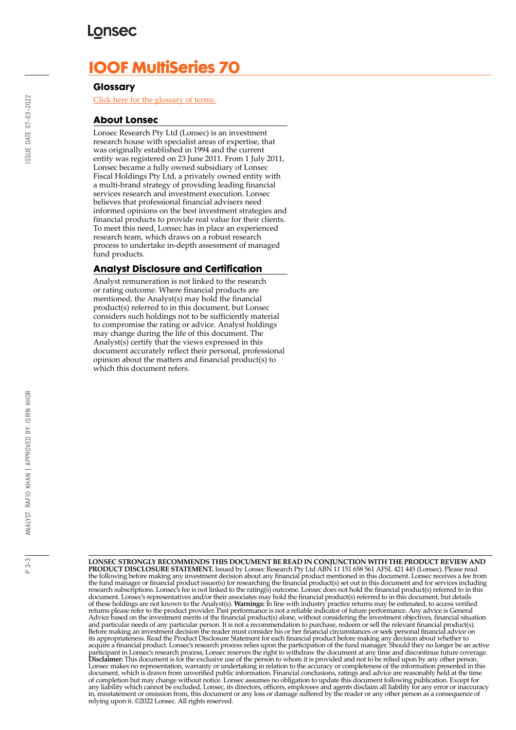# IOOF MultiSeries 70

## Glossary

Click here for the glossary of terms.

## About Lonsec

Lonsec Research Pty Ltd (Lonsec) is an investment research house with specialist areas of expertise, that was originally established in 1994 and the current entity was registered on 23 June 2011. From 1 July 2011, Lonsec became a fully owned subsidiary of Lonsec Fiscal Holdings Pty Ltd, a privately owned entity with a multi-brand strategy of providing leading financial services research and investment execution. Lonsec believes that professional financial advisers need informed opinions on the best investment strategies and financial products to provide real value for their clients. To meet this need, Lonsec has in place an experienced research team, which draws on a robust research process to undertake in-depth assessment of managed fund products.

## Analyst Disclosure and Certification

Analyst remuneration is not linked to the research or rating outcome. Where financial products are mentioned, the Analyst(s) may hold the financial product(s) referred to in this document, but Lonsec considers such holdings not to be sufficiently material to compromise the rating or advice. Analyst holdings may change during the life of this document. The Analyst(s) certify that the views expressed in this document accurately reflect their personal, professional opinion about the matters and financial product(s) to which this document refers.

**LONSEC STRONGLY RECOMMENDS THIS DOCUMENT BE READ IN CONJUNCTION WITH THE PRODUCT REVIEW AND PRODUCT DISCLOSURE STATEMENT.** Issued by Lonsec Research Pty Ltd ABN 11 151 658 561 AFSL 421 445 (Lonsec). Please read the following before making any investment decision about any financial product mentioned in this document. Lonsec receives a fee from the fund manager or financial product issuer(s) for researching the financial product(s) set out in this document and for services including research subscriptions. Lonsec's fee is not linked to the rating(s) outcome. Lonsec does not hold the financial product(s) referred to in this document. Lonsec's representatives and/or their associates may hold the financial product(s) referred to in this document, but details of these holdings are not known to the Analyst(s). **Warnings:** In line with industry practice returns may be estimated, to access verified returns please refer to the product provider. Past performance is not a reliable indicator of future performance. Any advice is General Advice based on the investment merits of the financial product(s) alone, without considering the investment objectives, financial situation and particular needs of any particular person. It is not a recommendation to purchase, redeem or sell the relevant financial product(s). Before making an investment decision the reader must consider his or her financial circumstances or seek personal financial advice on its appropriateness. Read the Product Disclosure Statement for each financial product before making any decision about whether to acquire a financial product. Lonsec's research process relies upon the participation of the fund manager. Should they no longer be an active participant in Lonsec's research process, Lonsec reserves the right to withdraw the document at any time and discontinue future coverage. **Disclaimer:** This document is for the exclusive use of the person to whom it is provided and not to be relied upon by any other person. Lonsec makes no representation, warranty or undertaking in relation to the accuracy or completeness of the information presented in this document, which is drawn from unverified public information. Financial conclusions, ratings and advice are reasonably held at the time of completion but may change without notice. Lonsec assumes no obligation to update this document following publication. Except for any liability which cannot be excluded, Lonsec, its directors, officers, employees and agents disclaim all liability for any error or inaccuracy in, misstatement or omission from, this document or any loss or damage suffered by the reader or any other person as a consequence of relying upon it. ©2022 Lonsec. All rights reserved.